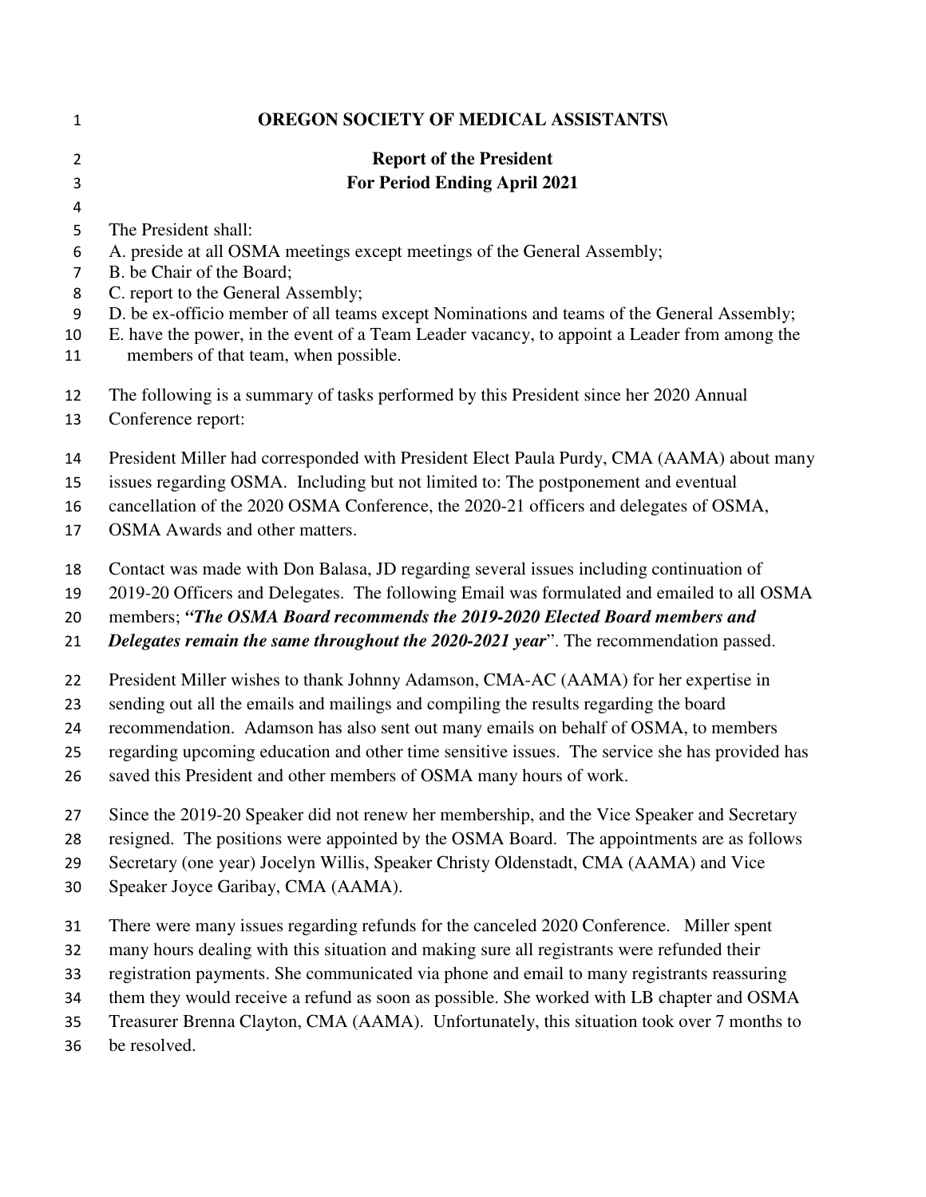# OREGON SOCIETY OF MEDICAL ASSISTANTS\

## Report of the President
## For Period Ending April 2021

The President shall:
A. preside at all OSMA meetings except meetings of the General Assembly;
B. be Chair of the Board;
C. report to the General Assembly;
D. be ex-officio member of all teams except Nominations and teams of the General Assembly;
E. have the power, in the event of a Team Leader vacancy, to appoint a Leader from among the members of that team, when possible.

The following is a summary of tasks performed by this President since her 2020 Annual Conference report:

President Miller had corresponded with President Elect Paula Purdy, CMA (AAMA) about many issues regarding OSMA. Including but not limited to: The postponement and eventual cancellation of the 2020 OSMA Conference, the 2020-21 officers and delegates of OSMA, OSMA Awards and other matters.

Contact was made with Don Balasa, JD regarding several issues including continuation of 2019-20 Officers and Delegates. The following Email was formulated and emailed to all OSMA members; ***"The OSMA Board recommends the 2019-2020 Elected Board members and Delegates remain the same throughout the 2020-2021 year***". The recommendation passed.

President Miller wishes to thank Johnny Adamson, CMA-AC (AAMA) for her expertise in sending out all the emails and mailings and compiling the results regarding the board recommendation. Adamson has also sent out many emails on behalf of OSMA, to members regarding upcoming education and other time sensitive issues. The service she has provided has saved this President and other members of OSMA many hours of work.

Since the 2019-20 Speaker did not renew her membership, and the Vice Speaker and Secretary resigned. The positions were appointed by the OSMA Board. The appointments are as follows Secretary (one year) Jocelyn Willis, Speaker Christy Oldenstadt, CMA (AAMA) and Vice Speaker Joyce Garibay, CMA (AAMA).

There were many issues regarding refunds for the canceled 2020 Conference. Miller spent many hours dealing with this situation and making sure all registrants were refunded their registration payments. She communicated via phone and email to many registrants reassuring them they would receive a refund as soon as possible. She worked with LB chapter and OSMA Treasurer Brenna Clayton, CMA (AAMA). Unfortunately, this situation took over 7 months to be resolved.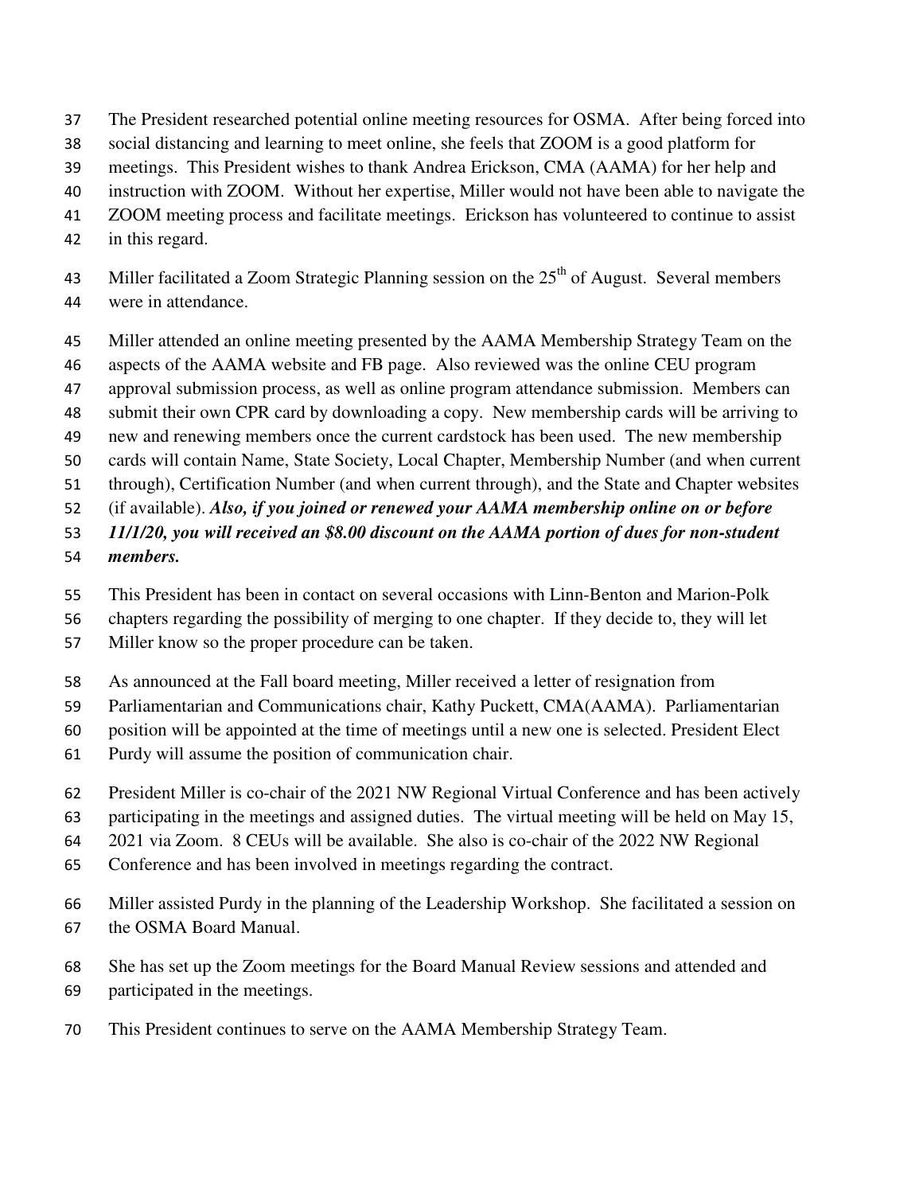The President researched potential online meeting resources for OSMA. After being forced into social distancing and learning to meet online, she feels that ZOOM is a good platform for meetings. This President wishes to thank Andrea Erickson, CMA (AAMA) for her help and instruction with ZOOM. Without her expertise, Miller would not have been able to navigate the ZOOM meeting process and facilitate meetings. Erickson has volunteered to continue to assist in this regard.

Miller facilitated a Zoom Strategic Planning session on the 25th of August. Several members were in attendance.

Miller attended an online meeting presented by the AAMA Membership Strategy Team on the aspects of the AAMA website and FB page. Also reviewed was the online CEU program approval submission process, as well as online program attendance submission. Members can submit their own CPR card by downloading a copy. New membership cards will be arriving to new and renewing members once the current cardstock has been used. The new membership cards will contain Name, State Society, Local Chapter, Membership Number (and when current through), Certification Number (and when current through), and the State and Chapter websites (if available). ***Also, if you joined or renewed your AAMA membership online on or before 11/1/20, you will received an $8.00 discount on the AAMA portion of dues for non-student members.***

This President has been in contact on several occasions with Linn-Benton and Marion-Polk chapters regarding the possibility of merging to one chapter. If they decide to, they will let Miller know so the proper procedure can be taken.

As announced at the Fall board meeting, Miller received a letter of resignation from Parliamentarian and Communications chair, Kathy Puckett, CMA(AAMA). Parliamentarian position will be appointed at the time of meetings until a new one is selected. President Elect Purdy will assume the position of communication chair.

President Miller is co-chair of the 2021 NW Regional Virtual Conference and has been actively participating in the meetings and assigned duties. The virtual meeting will be held on May 15, 2021 via Zoom. 8 CEUs will be available. She also is co-chair of the 2022 NW Regional Conference and has been involved in meetings regarding the contract.

Miller assisted Purdy in the planning of the Leadership Workshop. She facilitated a session on the OSMA Board Manual.

She has set up the Zoom meetings for the Board Manual Review sessions and attended and participated in the meetings.

This President continues to serve on the AAMA Membership Strategy Team.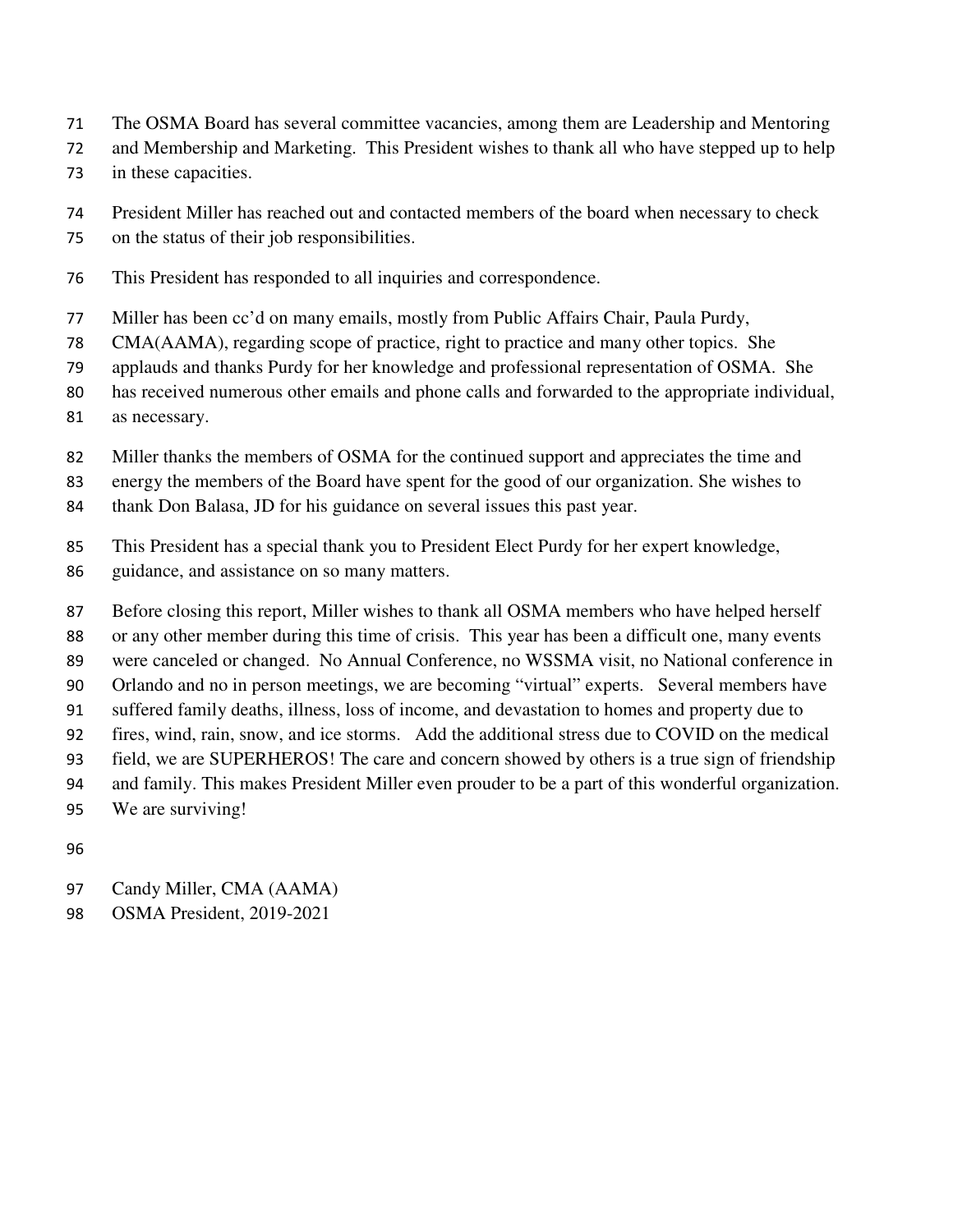The OSMA Board has several committee vacancies, among them are Leadership and Mentoring and Membership and Marketing. This President wishes to thank all who have stepped up to help in these capacities.

President Miller has reached out and contacted members of the board when necessary to check on the status of their job responsibilities.

This President has responded to all inquiries and correspondence.

Miller has been cc'd on many emails, mostly from Public Affairs Chair, Paula Purdy, CMA(AAMA), regarding scope of practice, right to practice and many other topics. She applauds and thanks Purdy for her knowledge and professional representation of OSMA. She has received numerous other emails and phone calls and forwarded to the appropriate individual, as necessary.

Miller thanks the members of OSMA for the continued support and appreciates the time and energy the members of the Board have spent for the good of our organization. She wishes to thank Don Balasa, JD for his guidance on several issues this past year.

This President has a special thank you to President Elect Purdy for her expert knowledge, guidance, and assistance on so many matters.

Before closing this report, Miller wishes to thank all OSMA members who have helped herself or any other member during this time of crisis. This year has been a difficult one, many events were canceled or changed. No Annual Conference, no WSSMA visit, no National conference in Orlando and no in person meetings, we are becoming "virtual" experts. Several members have suffered family deaths, illness, loss of income, and devastation to homes and property due to fires, wind, rain, snow, and ice storms. Add the additional stress due to COVID on the medical field, we are SUPERHEROS! The care and concern showed by others is a true sign of friendship and family. This makes President Miller even prouder to be a part of this wonderful organization. We are surviving!

Candy Miller, CMA (AAMA)
OSMA President, 2019-2021